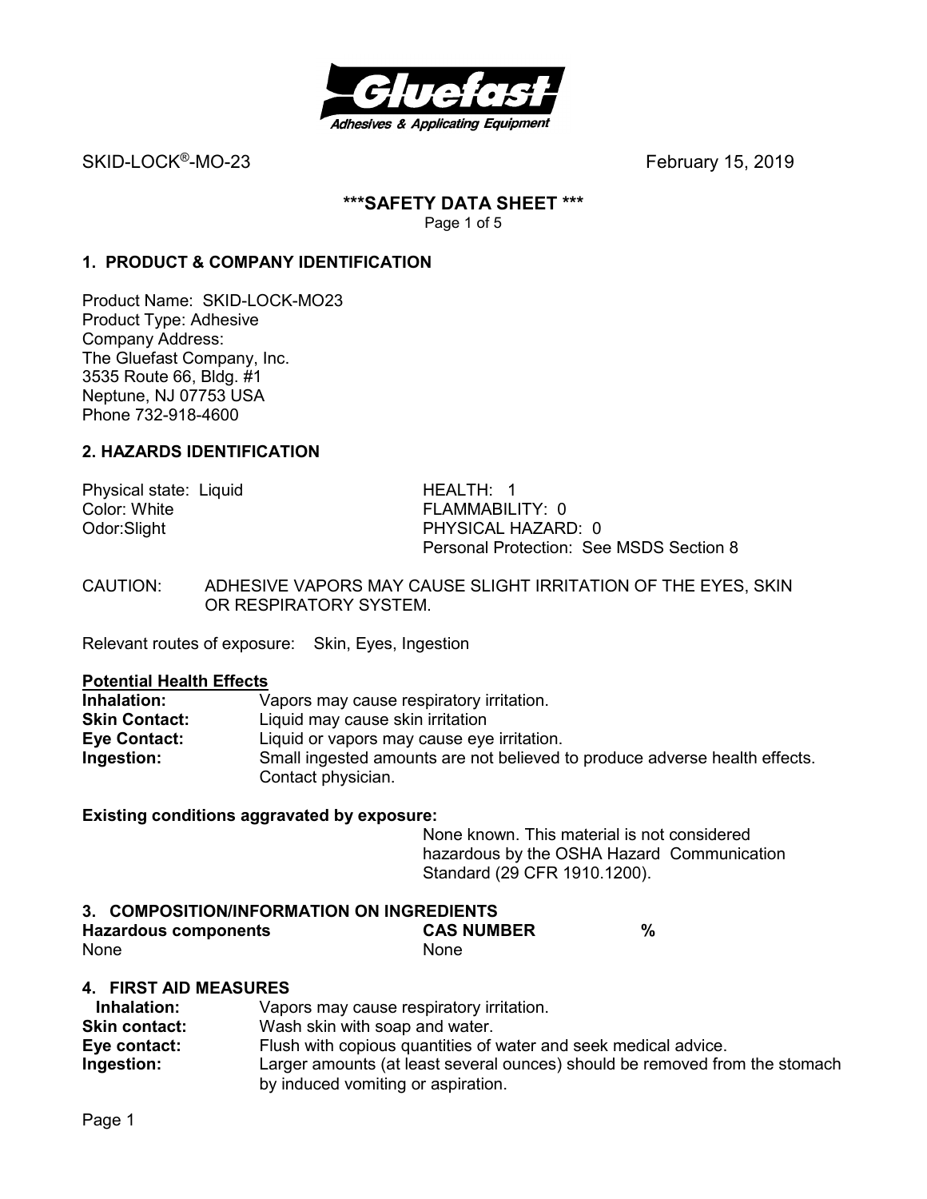SKID-LOCK®-MO-23 February 15, 2019

# ***SAFETY DATA SHEET ***

## 1. PRODUCT & COMPANY IDENTIFICATION

Product Name: SKID-LOCK-MO23
Product Type: Adhesive
Company Address:
The Gluefast Company, Inc.
3535 Route 66, Bldg. #1
Neptune, NJ 07753 USA
Phone 732-918-4600

## 2. HAZARDS IDENTIFICATION

Physical state: Liquid
Color: White
Odor:Slight

HEALTH: 1
FLAMMABILITY: 0
PHYSICAL HAZARD: 0
Personal Protection: See MSDS Section 8

CAUTION: ADHESIVE VAPORS MAY CAUSE SLIGHT IRRITATION OF THE EYES, SKIN OR RESPIRATORY SYSTEM.

Relevant routes of exposure: Skin, Eyes, Ingestion

**Potential Health Effects**

**Inhalation:** Vapors may cause respiratory irritation.
**Skin Contact:** Liquid may cause skin irritation
**Eye Contact:** Liquid or vapors may cause eye irritation.
**Ingestion:** Small ingested amounts are not believed to produce adverse health effects. Contact physician.

**Existing conditions aggravated by exposure:**

None known. This material is not considered hazardous by the OSHA Hazard Communication Standard (29 CFR 1910.1200).

## 3. COMPOSITION/INFORMATION ON INGREDIENTS

| Hazardous components | CAS NUMBER | % |
|---|---|---|
| None | None | |

## 4. FIRST AID MEASURES

**Inhalation:** Vapors may cause respiratory irritation.
**Skin contact:** Wash skin with soap and water.
**Eye contact:** Flush with copious quantities of water and seek medical advice.
**Ingestion:** Larger amounts (at least several ounces) should be removed from the stomach by induced vomiting or aspiration.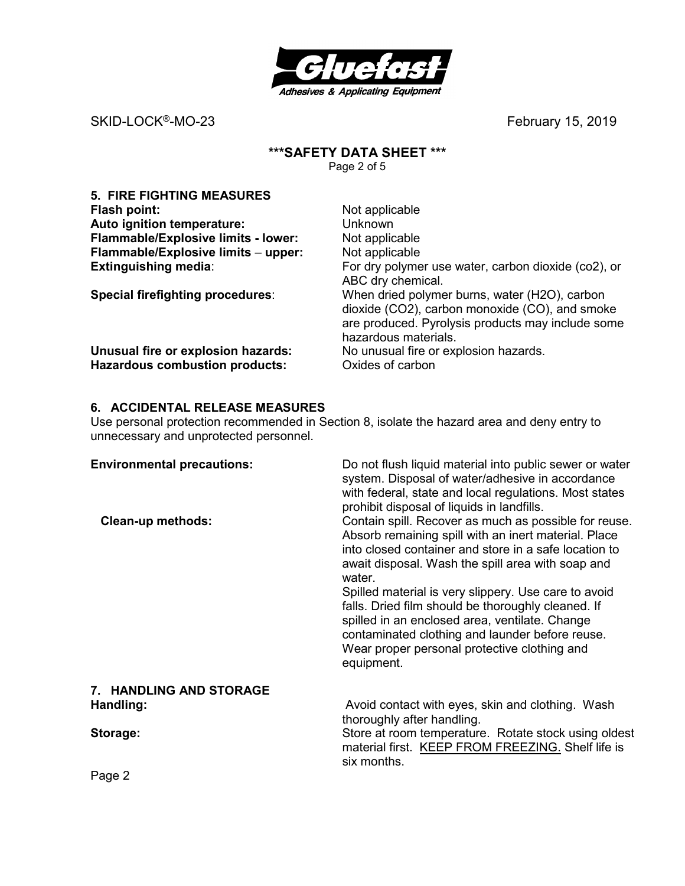## 5. FIRE FIGHTING MEASURES

**Flash point:** Not applicable

**Auto ignition temperature:** Unknown

**Flammable/Explosive limits - lower:** Not applicable

**Flammable/Explosive limits – upper:** Not applicable

**Extinguishing media**: For dry polymer use water, carbon dioxide (co2), or ABC dry chemical.

**Special firefighting procedures**: When dried polymer burns, water ($H_2O$), carbon dioxide ($CO_2$), carbon monoxide (CO), and smoke are produced. Pyrolysis products may include some hazardous materials.

**Unusual fire or explosion hazards:** No unusual fire or explosion hazards.

**Hazardous combustion products:** Oxides of carbon

## 6. ACCIDENTAL RELEASE MEASURES

Use personal protection recommended in Section 8, isolate the hazard area and deny entry to unnecessary and unprotected personnel.

**Environmental precautions:** Do not flush liquid material into public sewer or water system. Disposal of water/adhesive in accordance with federal, state and local regulations. Most states prohibit disposal of liquids in landfills.

**Clean-up methods:** Contain spill. Recover as much as possible for reuse. Absorb remaining spill with an inert material. Place into closed container and store in a safe location to await disposal. Wash the spill area with soap and water.

Spilled material is very slippery. Use care to avoid falls. Dried film should be thoroughly cleaned. If spilled in an enclosed area, ventilate. Change contaminated clothing and launder before reuse. Wear proper personal protective clothing and equipment.

## 7. HANDLING AND STORAGE

**Handling:** Avoid contact with eyes, skin and clothing. Wash thoroughly after handling.

**Storage:** Store at room temperature. Rotate stock using oldest material first. <u>KEEP FROM FREEZING.</u> Shelf life is six months.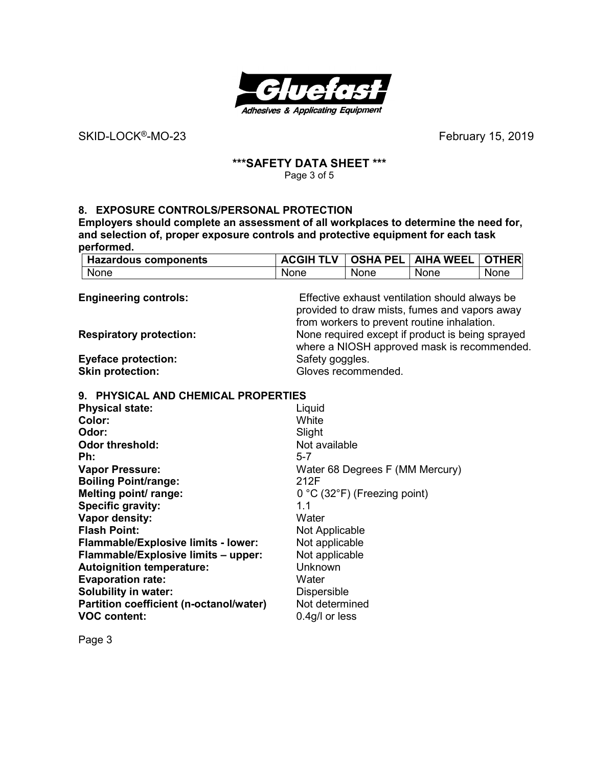SKID-LOCK®-MO-23 February 15, 2019

**\*\*\*SAFETY DATA SHEET \*\*\***

## 8. EXPOSURE CONTROLS/PERSONAL PROTECTION

**Employers should complete an assessment of all workplaces to determine the need for, and selection of, proper exposure controls and protective equipment for each task performed.**

| Hazardous components | ACGIH TLV | OSHA PEL | AIHA WEEL | OTHER |
|---|---|---|---|---|
| None | None | None | None | None |

**Engineering controls:** Effective exhaust ventilation should always be provided to draw mists, fumes and vapors away from workers to prevent routine inhalation.

**Respiratory protection:** None required except if product is being sprayed where a NIOSH approved mask is recommended.

**Eyeface protection:** Safety goggles.

**Skin protection:** Gloves recommended.

## 9. PHYSICAL AND CHEMICAL PROPERTIES

**Physical state:** Liquid
**Color:** White
**Odor:** Slight
**Odor threshold:** Not available
**Ph:** 5-7
**Vapor Pressure:** Water 68 Degrees F (MM Mercury)
**Boiling Point/range:** 212F
**Melting point/ range:** 0 °C (32°F) (Freezing point)
**Specific gravity:** 1.1
**Vapor density:** Water
**Flash Point:** Not Applicable
**Flammable/Explosive limits - lower:** Not applicable
**Flammable/Explosive limits – upper:** Not applicable
**Autoignition temperature:** Unknown
**Evaporation rate:** Water
**Solubility in water:** Dispersible
**Partition coefficient (n-octanol/water)** Not determined
**VOC content:** 0.4g/l or less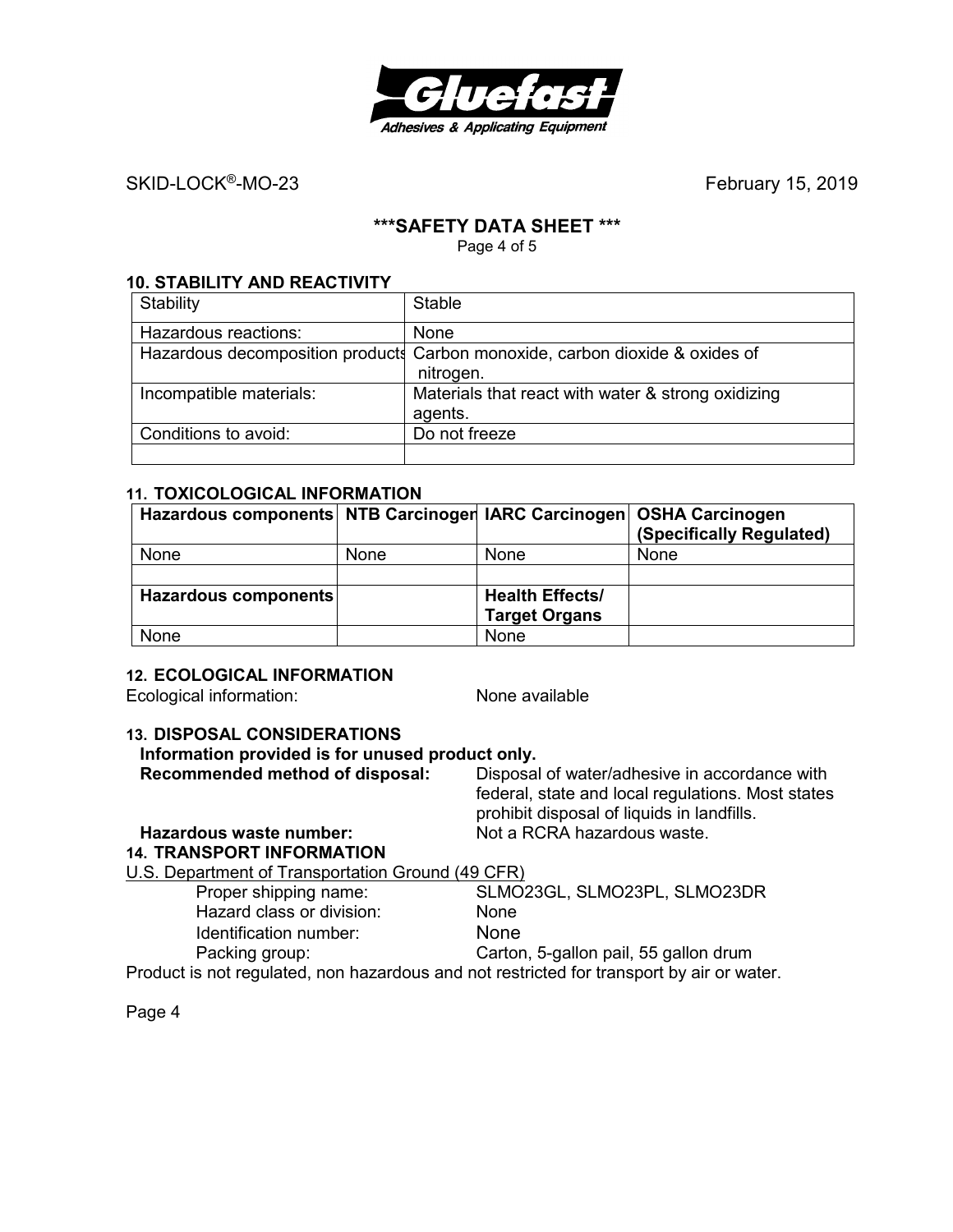# ***SAFETY DATA SHEET ***

## 10. STABILITY AND REACTIVITY

| Stability | Stable |
|---|---|
| Hazardous reactions: | None |
| Hazardous decomposition products | Carbon monoxide, carbon dioxide & oxides of nitrogen. |
| Incompatible materials: | Materials that react with water & strong oxidizing agents. |
| Conditions to avoid: | Do not freeze |
| | |

## 11. TOXICOLOGICAL INFORMATION

| Hazardous components | NTB Carcinogen | IARC Carcinogen | OSHA Carcinogen (Specifically Regulated) |
|---|---|---|---|
| None | None | None | None |
| | | | |
| **Hazardous components** | | **Health Effects/ Target Organs** | |
| None | | None | |

## 12. ECOLOGICAL INFORMATION

Ecological information: None available

## 13. DISPOSAL CONSIDERATIONS

**Information provided is for unused product only.**

**Recommended method of disposal:** Disposal of water/adhesive in accordance with federal, state and local regulations. Most states prohibit disposal of liquids in landfills.

**Hazardous waste number:** Not a RCRA hazardous waste.

## 14. TRANSPORT INFORMATION

U.S. Department of Transportation Ground (49 CFR)

- Proper shipping name: SLMO23GL, SLMO23PL, SLMO23DR
- Hazard class or division: None
- Identification number: None
- Packing group: Carton, 5-gallon pail, 55 gallon drum

Product is not regulated, non hazardous and not restricted for transport by air or water.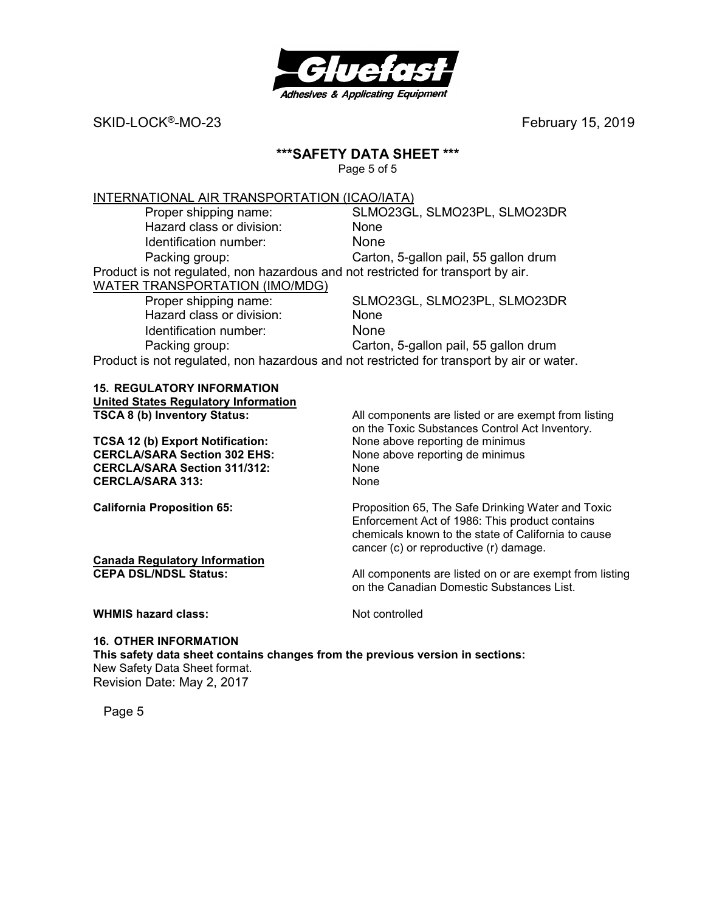INTERNATIONAL AIR TRANSPORTATION (ICAO/IATA)

| | |
|---|---|
| Proper shipping name: | SLMO23GL, SLMO23PL, SLMO23DR |
| Hazard class or division: | None |
| Identification number: | None |
| Packing group: | Carton, 5-gallon pail, 55 gallon drum |

Product is not regulated, non hazardous and not restricted for transport by air.

WATER TRANSPORTATION (IMO/MDG)

| | |
|---|---|
| Proper shipping name: | SLMO23GL, SLMO23PL, SLMO23DR |
| Hazard class or division: | None |
| Identification number: | None |
| Packing group: | Carton, 5-gallon pail, 55 gallon drum |

Product is not regulated, non hazardous and not restricted for transport by air or water.

## 15. REGULATORY INFORMATION

**United States Regulatory Information**

| | |
|---|---|
| **TSCA 8 (b) Inventory Status:** | All components are listed or are exempt from listing on the Toxic Substances Control Act Inventory. |
| **TCSA 12 (b) Export Notification:** | None above reporting de minimus |
| **CERCLA/SARA Section 302 EHS:** | None above reporting de minimus |
| **CERCLA/SARA Section 311/312:** | None |
| **CERCLA/SARA 313:** | None |
| **California Proposition 65:** | Proposition 65, The Safe Drinking Water and Toxic Enforcement Act of 1986: This product contains chemicals known to the state of California to cause cancer (c) or reproductive (r) damage. |

**Canada Regulatory Information**

| | |
|---|---|
| **CEPA DSL/NDSL Status:** | All components are listed on or are exempt from listing on the Canadian Domestic Substances List. |
| **WHMIS hazard class:** | Not controlled |

## 16. OTHER INFORMATION

**This safety data sheet contains changes from the previous version in sections:**

New Safety Data Sheet format.

Revision Date: May 2, 2017